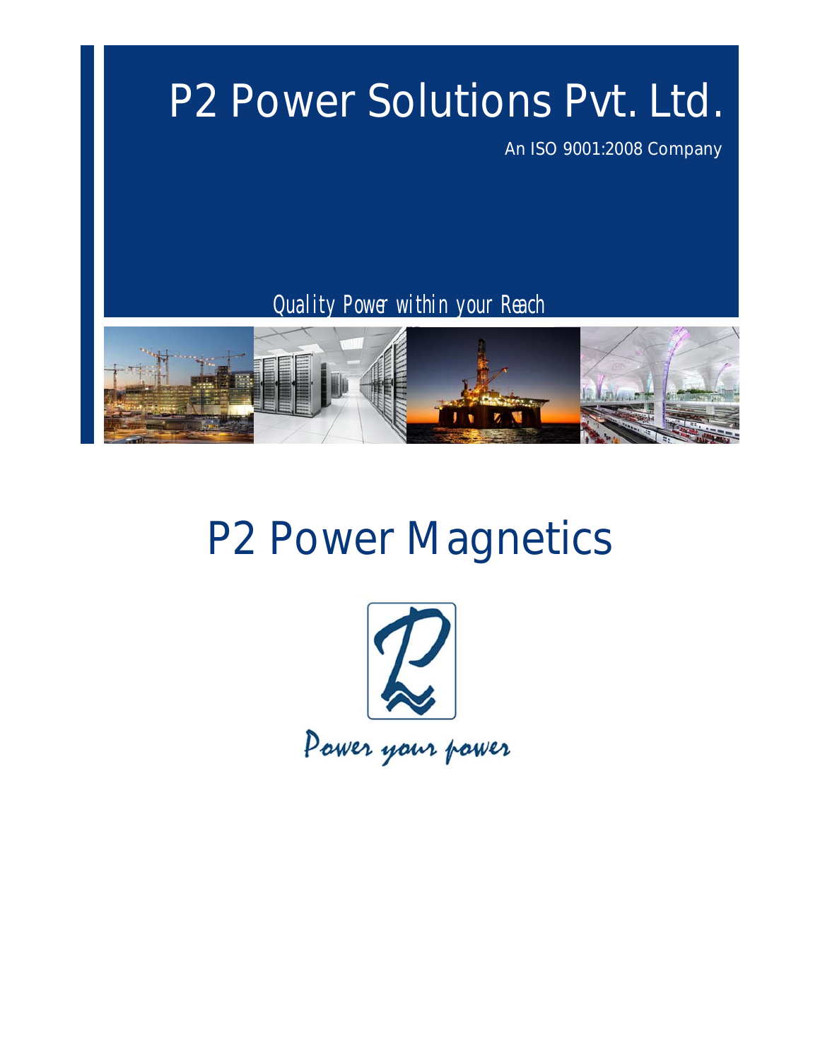# P2 Power Solutions Pvt. Ltd.

An ISO 9001:2008 Company

*Quality Power within your Reach*

# P2 Power Magnetics

Power your power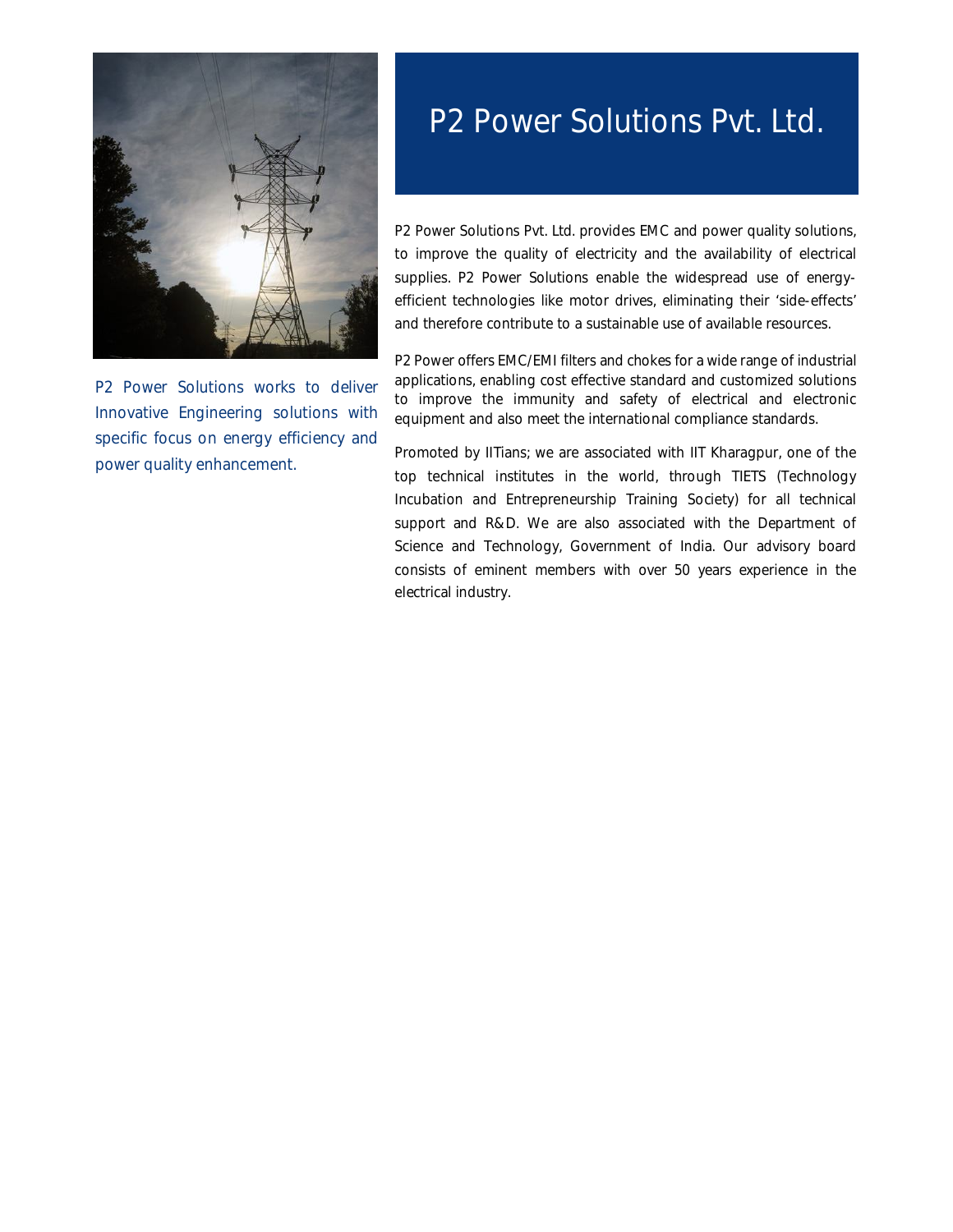# P2 Power Solutions Pvt. Ltd.

P2 Power Solutions works to deliver Innovative Engineering solutions with specific focus on energy efficiency and power quality enhancement.

P2 Power Solutions Pvt. Ltd. provides EMC and power quality solutions, to improve the quality of electricity and the availability of electrical supplies. P2 Power Solutions enable the widespread use of energy-efficient technologies like motor drives, eliminating their 'side-effects' and therefore contribute to a sustainable use of available resources.

P2 Power offers EMC/EMI filters and chokes for a wide range of industrial applications, enabling cost effective standard and customized solutions to improve the immunity and safety of electrical and electronic equipment and also meet the international compliance standards.

Promoted by IITians; we are associated with IIT Kharagpur, one of the top technical institutes in the world, through TIETS (Technology Incubation and Entrepreneurship Training Society) for all technical support and R&D. We are also associated with the Department of Science and Technology, Government of India. Our advisory board consists of eminent members with over 50 years experience in the electrical industry.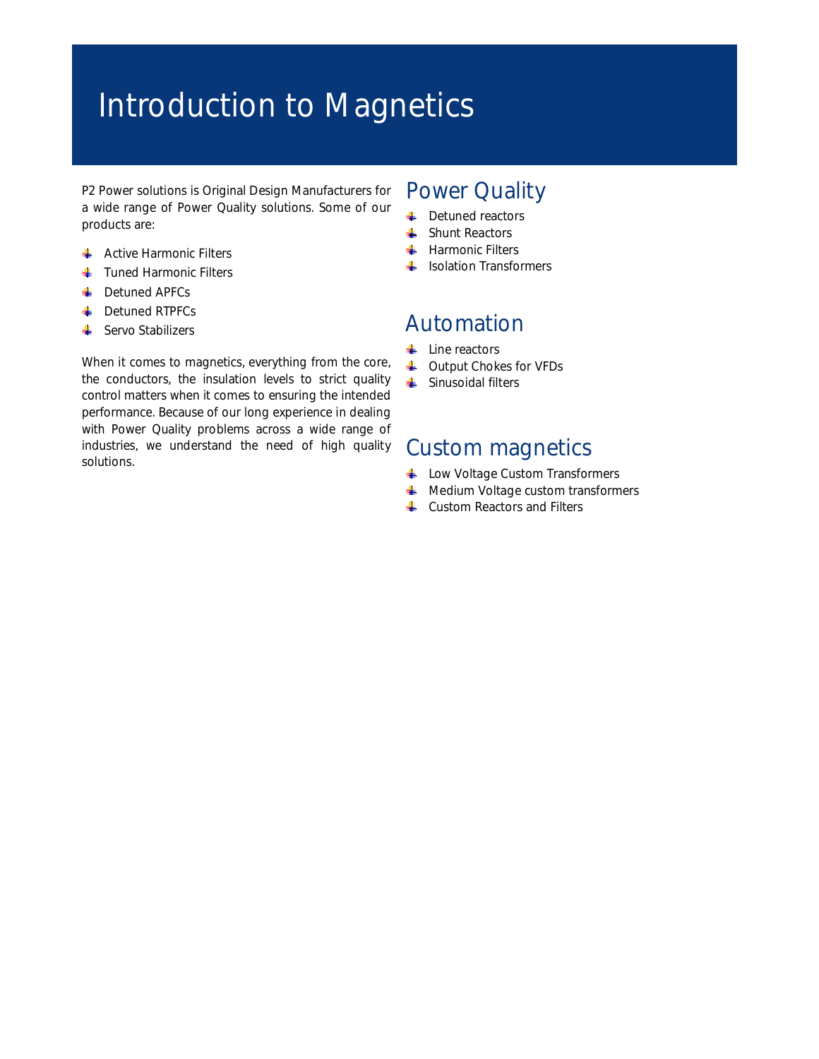# Introduction to Magnetics

P2 Power solutions is Original Design Manufacturers for a wide range of Power Quality solutions. Some of our products are:

- Active Harmonic Filters
- Tuned Harmonic Filters
- Detuned APFCs
- Detuned RTPFCs
- Servo Stabilizers

When it comes to magnetics, everything from the core, the conductors, the insulation levels to strict quality control matters when it comes to ensuring the intended performance. Because of our long experience in dealing with Power Quality problems across a wide range of industries, we understand the need of high quality solutions.

## Power Quality

- Detuned reactors
- Shunt Reactors
- Harmonic Filters
- Isolation Transformers

## Automation

- Line reactors
- Output Chokes for VFDs
- Sinusoidal filters

## Custom magnetics

- Low Voltage Custom Transformers
- Medium Voltage custom transformers
- Custom Reactors and Filters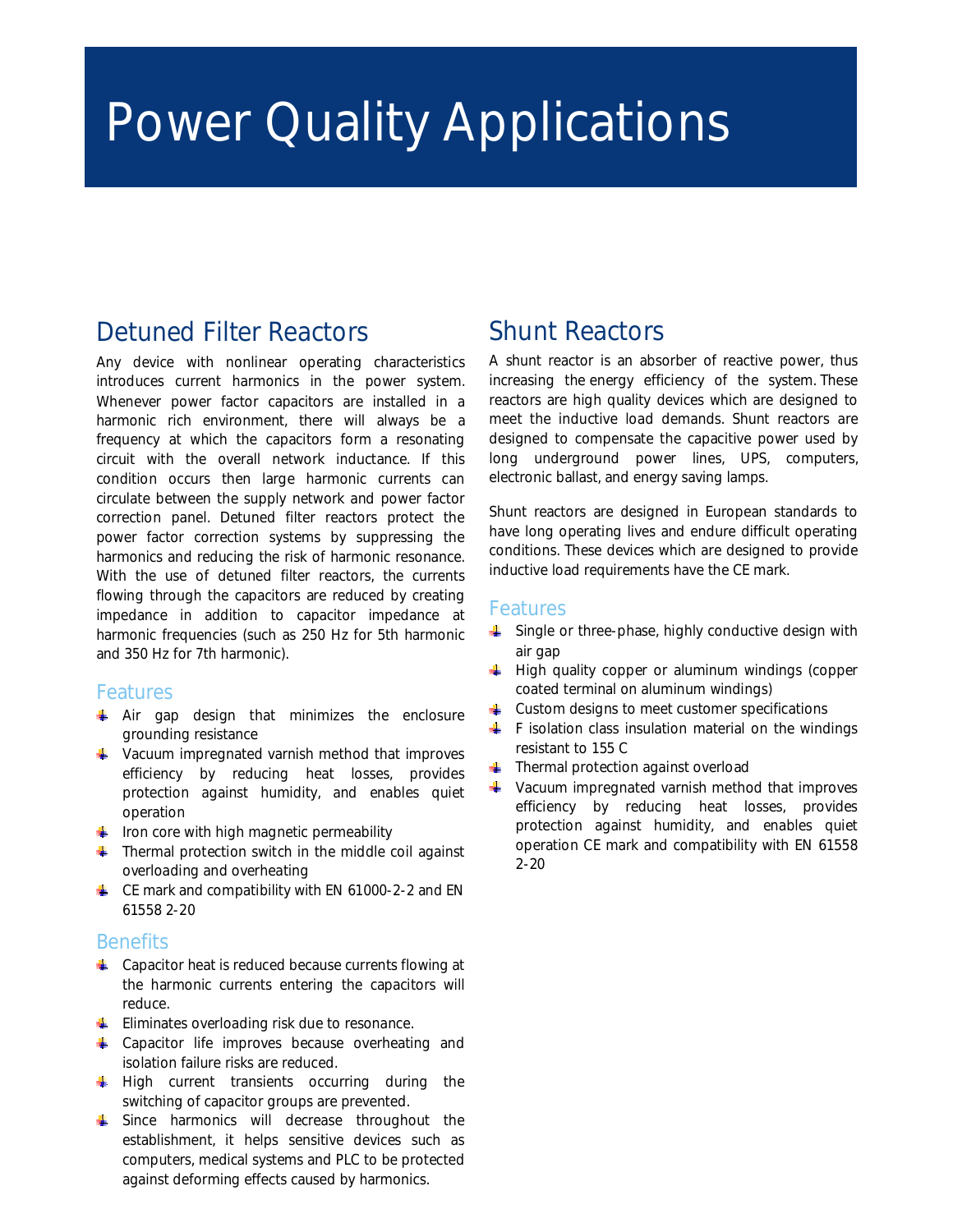# Power Quality Applications

## Detuned Filter Reactors

Any device with nonlinear operating characteristics introduces current harmonics in the power system. Whenever power factor capacitors are installed in a harmonic rich environment, there will always be a frequency at which the capacitors form a resonating circuit with the overall network inductance. If this condition occurs then large harmonic currents can circulate between the supply network and power factor correction panel. Detuned filter reactors protect the power factor correction systems by suppressing the harmonics and reducing the risk of harmonic resonance. With the use of detuned filter reactors, the currents flowing through the capacitors are reduced by creating impedance in addition to capacitor impedance at harmonic frequencies (such as 250 Hz for 5th harmonic and 350 Hz for 7th harmonic).

### Features

- Air gap design that minimizes the enclosure grounding resistance
- Vacuum impregnated varnish method that improves efficiency by reducing heat losses, provides protection against humidity, and enables quiet operation
- Iron core with high magnetic permeability
- Thermal protection switch in the middle coil against overloading and overheating
- CE mark and compatibility with EN 61000-2-2 and EN 61558 2-20

### Benefits

- Capacitor heat is reduced because currents flowing at the harmonic currents entering the capacitors will reduce.
- Eliminates overloading risk due to resonance.
- Capacitor life improves because overheating and isolation failure risks are reduced.
- High current transients occurring during the switching of capacitor groups are prevented.
- Since harmonics will decrease throughout the establishment, it helps sensitive devices such as computers, medical systems and PLC to be protected against deforming effects caused by harmonics.

## Shunt Reactors

A shunt reactor is an absorber of reactive power, thus increasing the energy efficiency of the system. These reactors are high quality devices which are designed to meet the inductive load demands. Shunt reactors are designed to compensate the capacitive power used by long underground power lines, UPS, computers, electronic ballast, and energy saving lamps.

Shunt reactors are designed in European standards to have long operating lives and endure difficult operating conditions. These devices which are designed to provide inductive load requirements have the CE mark.

### Features

- Single or three-phase, highly conductive design with air gap
- High quality copper or aluminum windings (copper coated terminal on aluminum windings)
- Custom designs to meet customer specifications
- F isolation class insulation material on the windings resistant to 155 C
- Thermal protection against overload
- Vacuum impregnated varnish method that improves efficiency by reducing heat losses, provides protection against humidity, and enables quiet operation CE mark and compatibility with EN 61558 2-20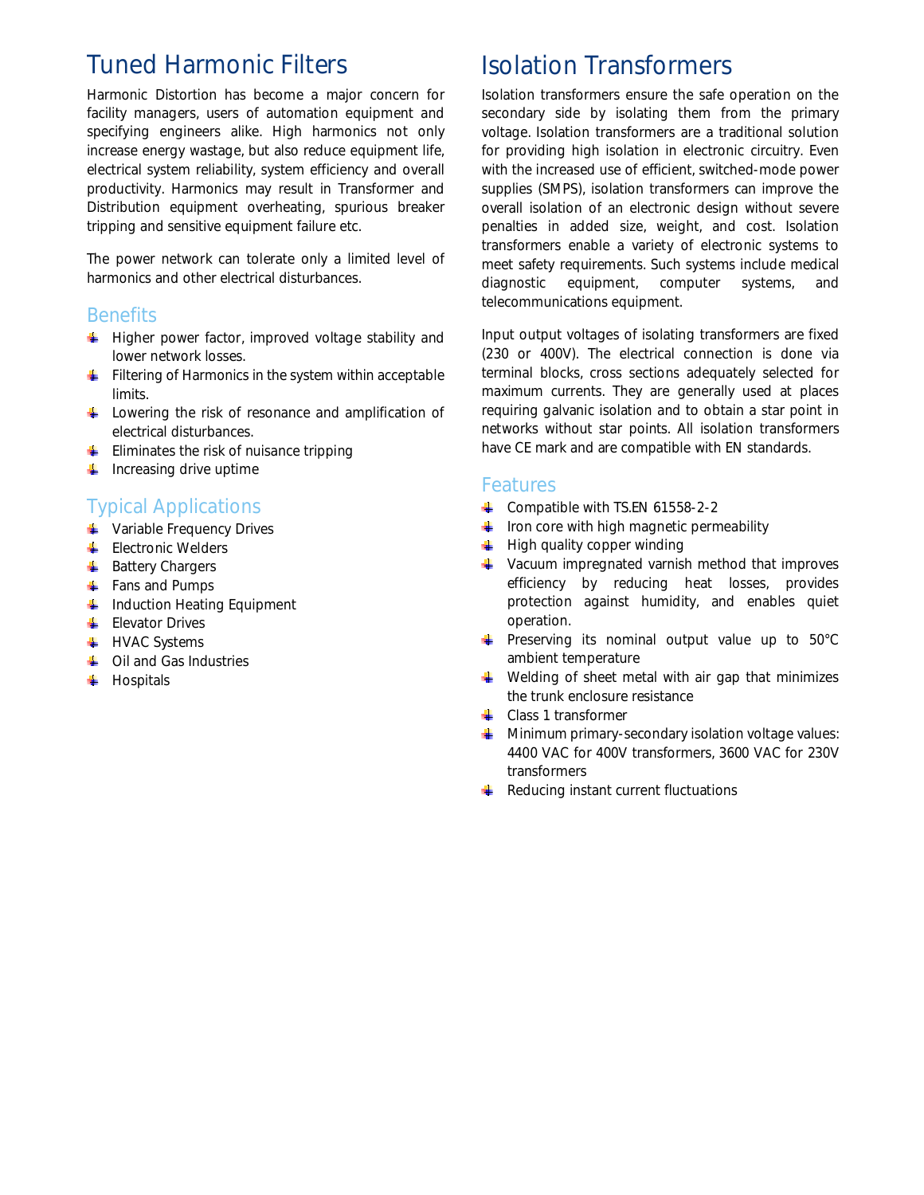# Tuned Harmonic Filters

Harmonic Distortion has become a major concern for facility managers, users of automation equipment and specifying engineers alike. High harmonics not only increase energy wastage, but also reduce equipment life, electrical system reliability, system efficiency and overall productivity. Harmonics may result in Transformer and Distribution equipment overheating, spurious breaker tripping and sensitive equipment failure etc.

The power network can tolerate only a limited level of harmonics and other electrical disturbances.

## Benefits

- Higher power factor, improved voltage stability and lower network losses.
- Filtering of Harmonics in the system within acceptable limits.
- Lowering the risk of resonance and amplification of electrical disturbances.
- Eliminates the risk of nuisance tripping
- Increasing drive uptime

## Typical Applications

- Variable Frequency Drives
- Electronic Welders
- Battery Chargers
- Fans and Pumps
- Induction Heating Equipment
- Elevator Drives
- HVAC Systems
- Oil and Gas Industries
- Hospitals

# Isolation Transformers

Isolation transformers ensure the safe operation on the secondary side by isolating them from the primary voltage. Isolation transformers are a traditional solution for providing high isolation in electronic circuitry. Even with the increased use of efficient, switched-mode power supplies (SMPS), isolation transformers can improve the overall isolation of an electronic design without severe penalties in added size, weight, and cost. Isolation transformers enable a variety of electronic systems to meet safety requirements. Such systems include medical diagnostic equipment, computer systems, and telecommunications equipment.

Input output voltages of isolating transformers are fixed (230 or 400V). The electrical connection is done via terminal blocks, cross sections adequately selected for maximum currents. They are generally used at places requiring galvanic isolation and to obtain a star point in networks without star points. All isolation transformers have CE mark and are compatible with EN standards.

## Features

- Compatible with TS.EN 61558-2-2
- Iron core with high magnetic permeability
- High quality copper winding
- Vacuum impregnated varnish method that improves efficiency by reducing heat losses, provides protection against humidity, and enables quiet operation.
- Preserving its nominal output value up to 50°C ambient temperature
- Welding of sheet metal with air gap that minimizes the trunk enclosure resistance
- Class 1 transformer
- Minimum primary-secondary isolation voltage values: 4400 VAC for 400V transformers, 3600 VAC for 230V transformers
- Reducing instant current fluctuations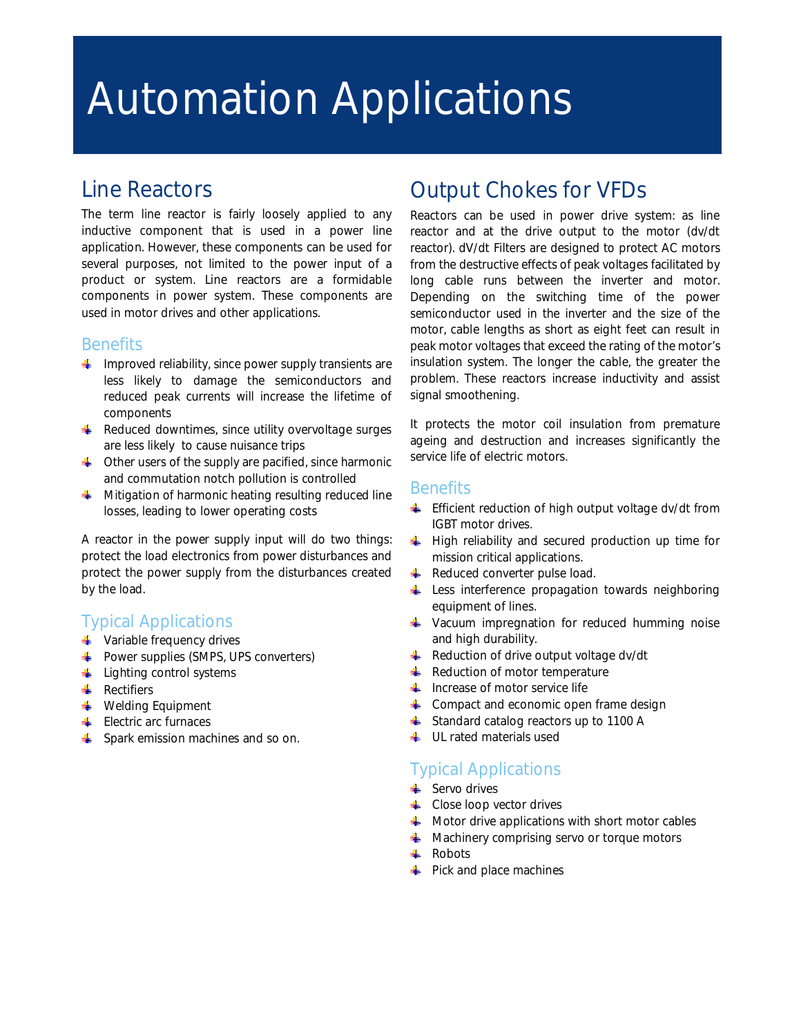# Automation Applications

## Line Reactors

The term line reactor is fairly loosely applied to any inductive component that is used in a power line application. However, these components can be used for several purposes, not limited to the power input of a product or system. Line reactors are a formidable components in power system. These components are used in motor drives and other applications.

### Benefits

- Improved reliability, since power supply transients are less likely to damage the semiconductors and reduced peak currents will increase the lifetime of components
- Reduced downtimes, since utility overvoltage surges are less likely to cause nuisance trips
- Other users of the supply are pacified, since harmonic and commutation notch pollution is controlled
- Mitigation of harmonic heating resulting reduced line losses, leading to lower operating costs

A reactor in the power supply input will do two things: protect the load electronics from power disturbances and protect the power supply from the disturbances created by the load.

### Typical Applications

- Variable frequency drives
- Power supplies (SMPS, UPS converters)
- Lighting control systems
- Rectifiers
- Welding Equipment
- Electric arc furnaces
- Spark emission machines and so on.

## Output Chokes for VFDs

Reactors can be used in power drive system: as line reactor and at the drive output to the motor (dv/dt reactor). dV/dt Filters are designed to protect AC motors from the destructive effects of peak voltages facilitated by long cable runs between the inverter and motor. Depending on the switching time of the power semiconductor used in the inverter and the size of the motor, cable lengths as short as eight feet can result in peak motor voltages that exceed the rating of the motor's insulation system. The longer the cable, the greater the problem. These reactors increase inductivity and assist signal smoothening.

It protects the motor coil insulation from premature ageing and destruction and increases significantly the service life of electric motors.

### Benefits

- Efficient reduction of high output voltage dv/dt from IGBT motor drives.
- High reliability and secured production up time for mission critical applications.
- Reduced converter pulse load.
- Less interference propagation towards neighboring equipment of lines.
- Vacuum impregnation for reduced humming noise and high durability.
- Reduction of drive output voltage dv/dt
- Reduction of motor temperature
- Increase of motor service life
- Compact and economic open frame design
- Standard catalog reactors up to 1100 A
- UL rated materials used

### Typical Applications

- Servo drives
- Close loop vector drives
- Motor drive applications with short motor cables
- Machinery comprising servo or torque motors
- Robots
- Pick and place machines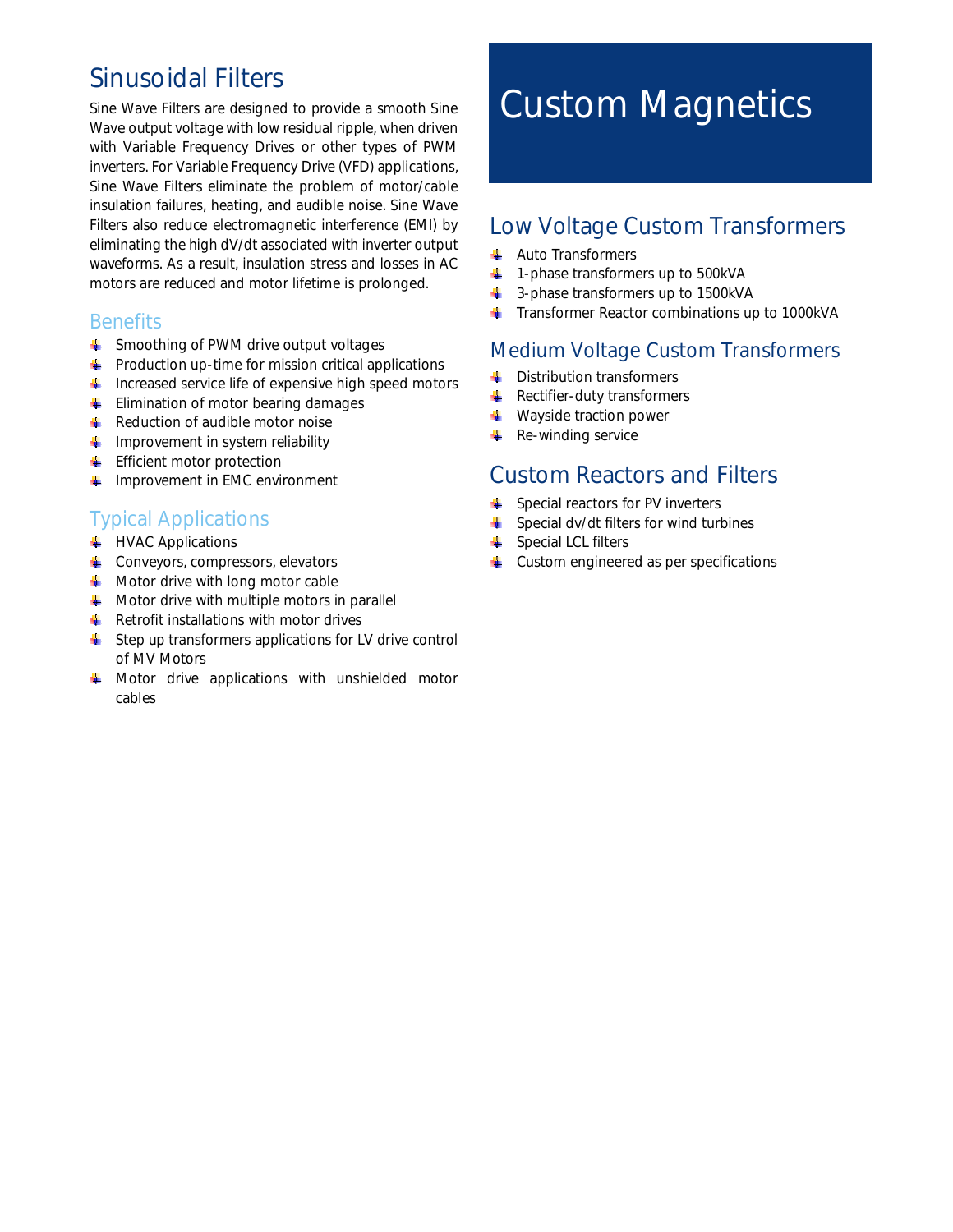## Sinusoidal Filters

Sine Wave Filters are designed to provide a smooth Sine Wave output voltage with low residual ripple, when driven with Variable Frequency Drives or other types of PWM inverters. For Variable Frequency Drive (VFD) applications, Sine Wave Filters eliminate the problem of motor/cable insulation failures, heating, and audible noise. Sine Wave Filters also reduce electromagnetic interference (EMI) by eliminating the high dV/dt associated with inverter output waveforms. As a result, insulation stress and losses in AC motors are reduced and motor lifetime is prolonged.

### Benefits

- Smoothing of PWM drive output voltages
- Production up-time for mission critical applications
- Increased service life of expensive high speed motors
- Elimination of motor bearing damages
- Reduction of audible motor noise
- Improvement in system reliability
- Efficient motor protection
- Improvement in EMC environment

### Typical Applications

- HVAC Applications
- Conveyors, compressors, elevators
- Motor drive with long motor cable
- Motor drive with multiple motors in parallel
- Retrofit installations with motor drives
- Step up transformers applications for LV drive control of MV Motors
- Motor drive applications with unshielded motor cables

# Custom Magnetics

## Low Voltage Custom Transformers

- Auto Transformers
- 1-phase transformers up to 500kVA
- 3-phase transformers up to 1500kVA
- Transformer Reactor combinations up to 1000kVA

## Medium Voltage Custom Transformers

- Distribution transformers
- Rectifier-duty transformers
- Wayside traction power
- Re-winding service

## Custom Reactors and Filters

- Special reactors for PV inverters
- Special dv/dt filters for wind turbines
- Special LCL filters
- Custom engineered as per specifications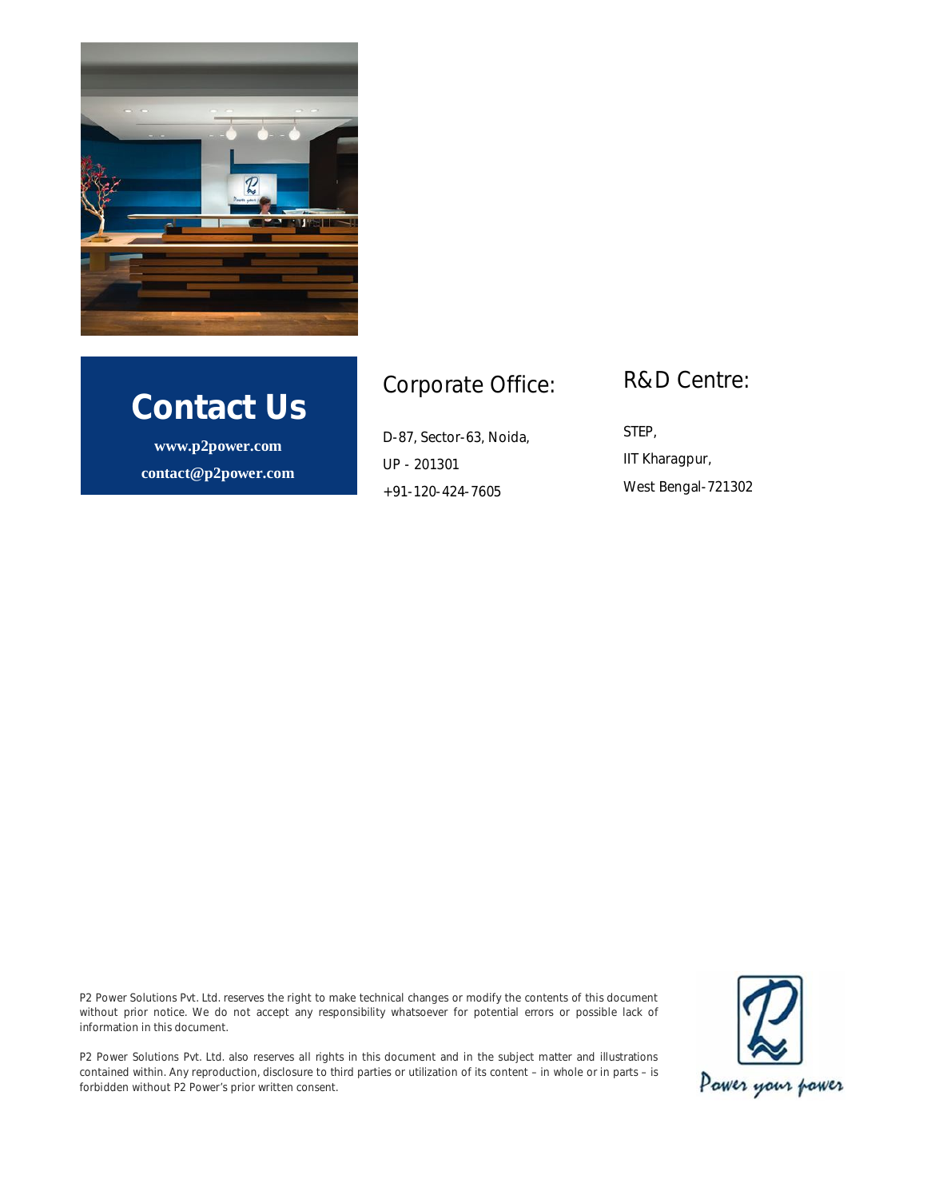# Contact Us

**www.p2power.com**

**contact@p2power.com**

## Corporate Office:

D-87, Sector-63, Noida,

UP - 201301

+91-120-424-7605

## R&D Centre:

STEP,

IIT Kharagpur,

West Bengal-721302

P2 Power Solutions Pvt. Ltd. reserves the right to make technical changes or modify the contents of this document without prior notice. We do not accept any responsibility whatsoever for potential errors or possible lack of information in this document.

P2 Power Solutions Pvt. Ltd. also reserves all rights in this document and in the subject matter and illustrations contained within. Any reproduction, disclosure to third parties or utilization of its content – in whole or in parts – is forbidden without P2 Power's prior written consent.

Power your power